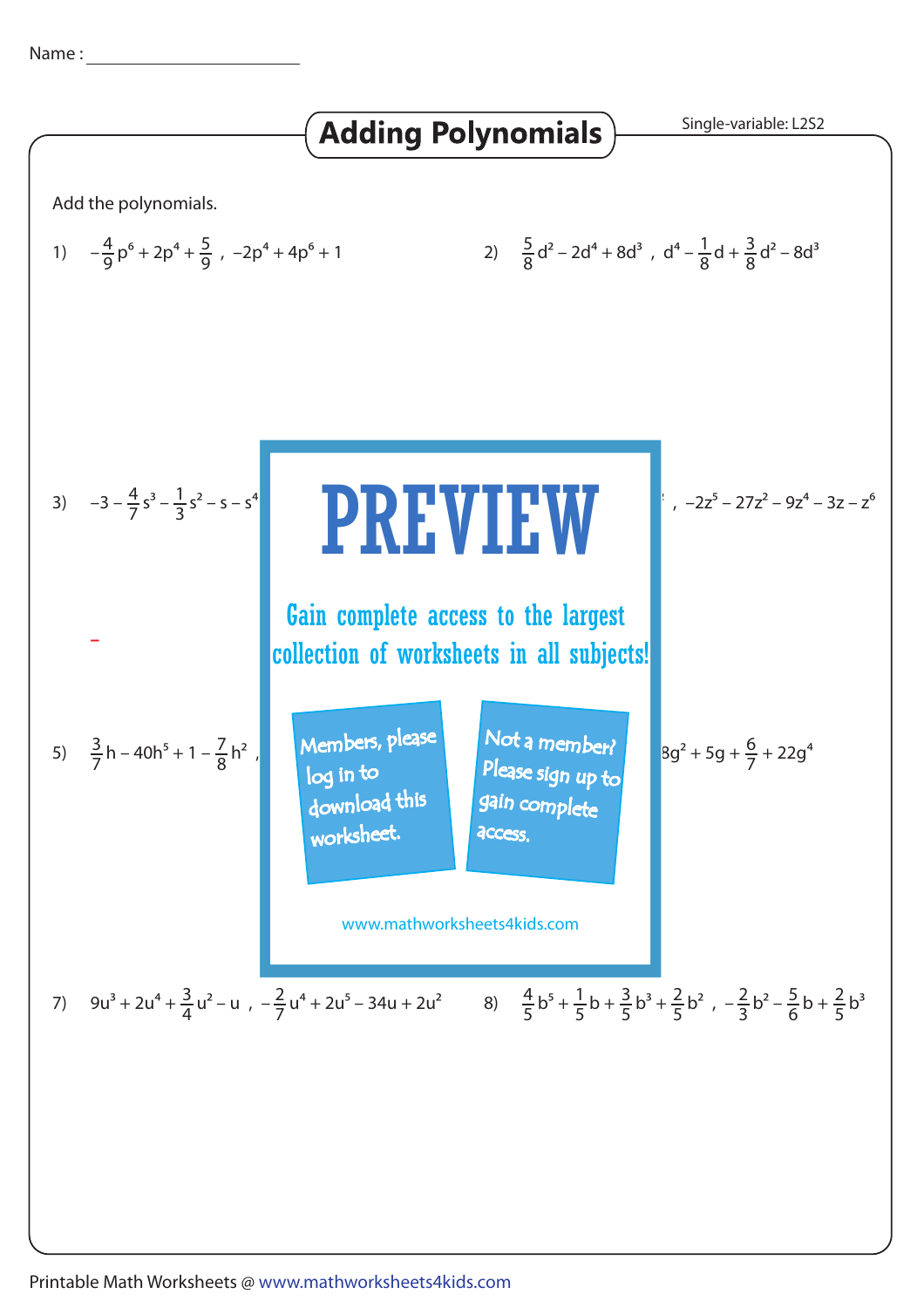Name :

# Adding Polynomials

Single-variable: L2S2

Add the polynomials.

1) $-\frac{4}{9}p^6 + 2p^4 + \frac{5}{9}$ , $-2p^4 + 4p^6 + 1$

2) $\frac{5}{8}d^2 - 2d^4 + 8d^3$ , $d^4 - \frac{1}{8}d + \frac{3}{8}d^2 - 8d^3$

3) $-3 - \frac{4}{7}s^3 - \frac{1}{3}s^2 - s - s^4$

4) , $-2z^5 - 27z^2 - 9z^4 - 3z - z^6$

**PREVIEW**

Gain complete access to the largest collection of worksheets in all subjects!

Members, please log in to download this worksheet.

Not a member? Please sign up to gain complete access.

www.mathworksheets4kids.com

5) $\frac{3}{7}h - 40h^5 + 1 - \frac{7}{8}h^2$ ,

6) $8g^2 + 5g + \frac{6}{7} + 22g^4$

7) $9u^3 + 2u^4 + \frac{3}{4}u^2 - u$ , $-\frac{2}{7}u^4 + 2u^5 - 34u + 2u^2$

8) $\frac{4}{5}b^5 + \frac{1}{5}b + \frac{3}{5}b^3 + \frac{2}{5}b^2$ , $-\frac{2}{3}b^2 - \frac{5}{6}b + \frac{2}{5}b^3$

Printable Math Worksheets @ www.mathworksheets4kids.com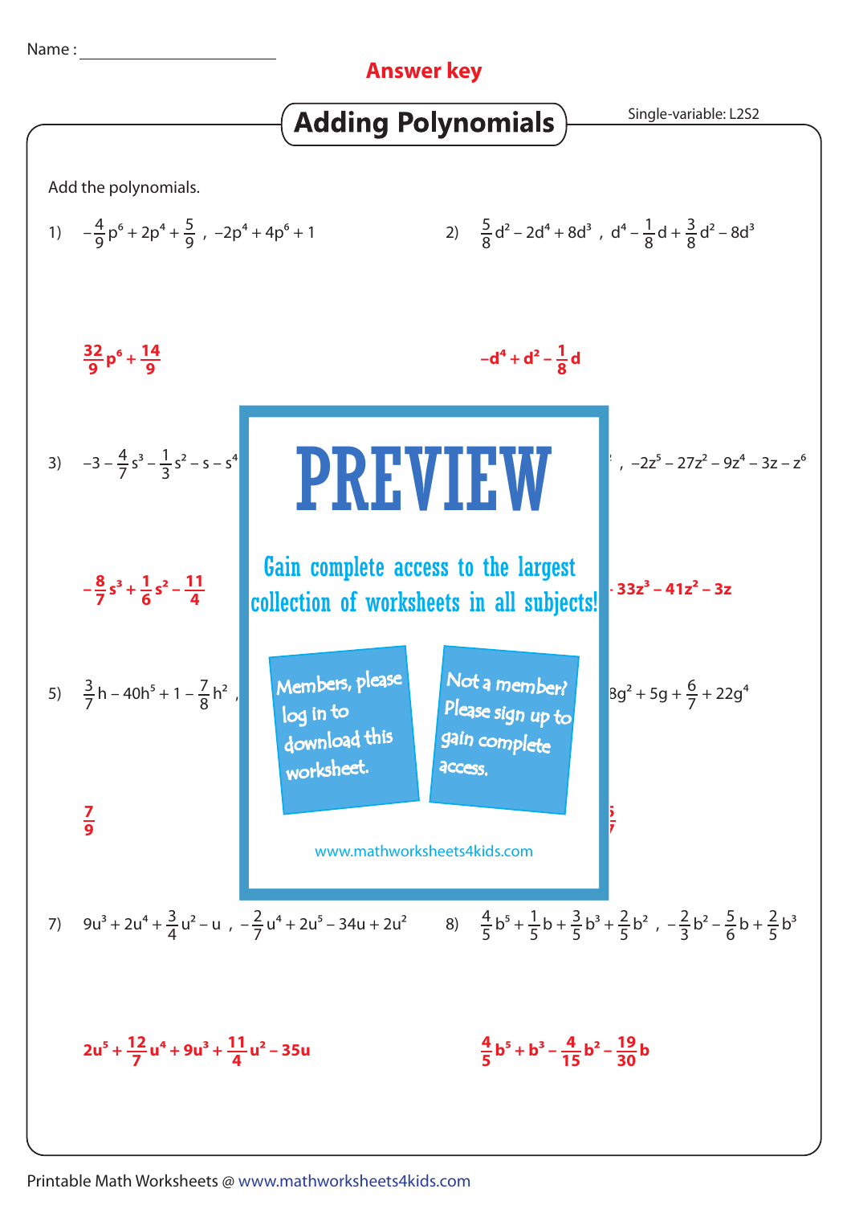Name :

**Answer key**

# Adding Polynomials

Single-variable: L2S2

Add the polynomials.

1) $-\frac{4}{9}p^6 + 2p^4 + \frac{5}{9}$ , $-2p^4 + 4p^6 + 1$

**$\frac{32}{9}p^6 + \frac{14}{9}$**

2) $\frac{5}{8}d^2 - 2d^4 + 8d^3$ , $d^4 - \frac{1}{8}d + \frac{3}{8}d^2 - 8d^3$

**$-d^4 + d^2 - \frac{1}{8}d$**

3) $-3 - \frac{4}{7}s^3 - \frac{1}{3}s^2 - s - s^4$

**$-\frac{8}{7}s^3 + \frac{1}{6}s^2 - \frac{11}{4}$**

4) , $-2z^5 - 27z^2 - 9z^4 - 3z - z^6$

**$33z^3 - 41z^2 - 3z$**

5) $\frac{3}{7}h - 40h^5 + 1 - \frac{7}{8}h^2$ ,

**$\frac{7}{9}$**

6) $8g^2 + 5g + \frac{6}{7} + 22g^4$

**PREVIEW**

Gain complete access to the largest collection of worksheets in all subjects!

Members, please log in to download this worksheet.

Not a member? Please sign up to gain complete access.

www.mathworksheets4kids.com

7) $9u^3 + 2u^4 + \frac{3}{4}u^2 - u$ , $-\frac{2}{7}u^4 + 2u^5 - 34u + 2u^2$

**$2u^5 + \frac{12}{7}u^4 + 9u^3 + \frac{11}{4}u^2 - 35u$**

8) $\frac{4}{5}b^5 + \frac{1}{5}b + \frac{3}{5}b^3 + \frac{2}{5}b^2$ , $-\frac{2}{3}b^2 - \frac{5}{6}b + \frac{2}{5}b^3$

**$\frac{4}{5}b^5 + b^3 - \frac{4}{15}b^2 - \frac{19}{30}b$**

Printable Math Worksheets @ www.mathworksheets4kids.com